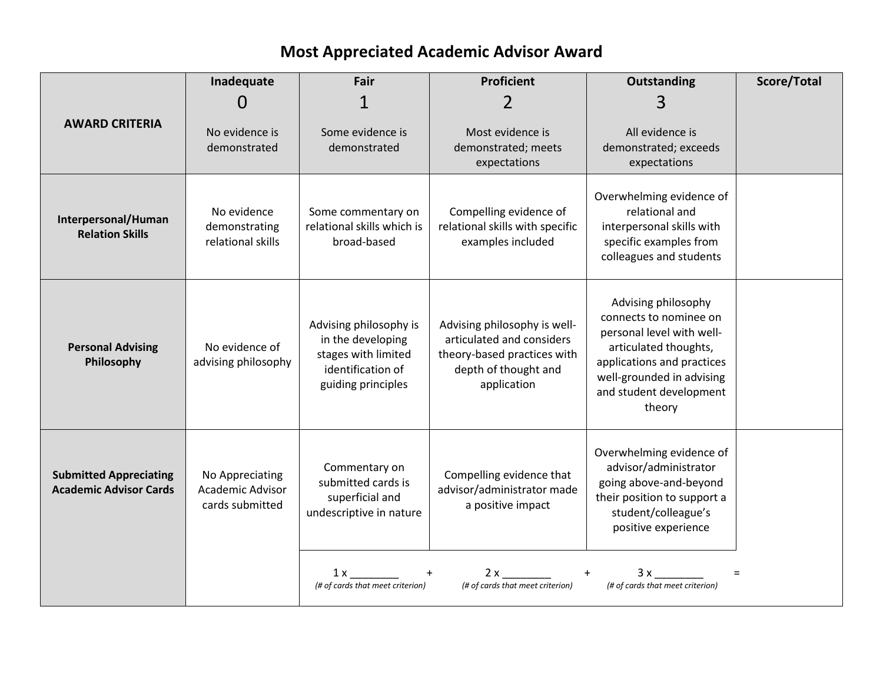# Most Appreciated Academic Advisor Award

| AWARD CRITERIA | Inadequate 0 No evidence is demonstrated | Fair 1 Some evidence is demonstrated | Proficient 2 Most evidence is demonstrated; meets expectations | Outstanding 3 All evidence is demonstrated; exceeds expectations | Score/Total |
|---|---|---|---|---|---|
| **Interpersonal/Human Relation Skills** | No evidence demonstrating relational skills | Some commentary on relational skills which is broad-based | Compelling evidence of relational skills with specific examples included | Overwhelming evidence of relational and interpersonal skills with specific examples from colleagues and students | |
| **Personal Advising Philosophy** | No evidence of advising philosophy | Advising philosophy is in the developing stages with limited identification of guiding principles | Advising philosophy is well-articulated and considers theory-based practices with depth of thought and application | Advising philosophy connects to nominee on personal level with well-articulated thoughts, applications and practices well-grounded in advising and student development theory | |
| **Submitted Appreciating Academic Advisor Cards** | No Appreciating Academic Advisor cards submitted | Commentary on submitted cards is superficial and undescriptive in nature | Compelling evidence that advisor/administrator made a positive impact | Overwhelming evidence of advisor/administrator going above-and-beyond their position to support a student/colleague's positive experience | |
| | | 1 x ________ + *(# of cards that meet criterion)* | 2 x ________ + *(# of cards that meet criterion)* | 3 x ________ = *(# of cards that meet criterion)* | |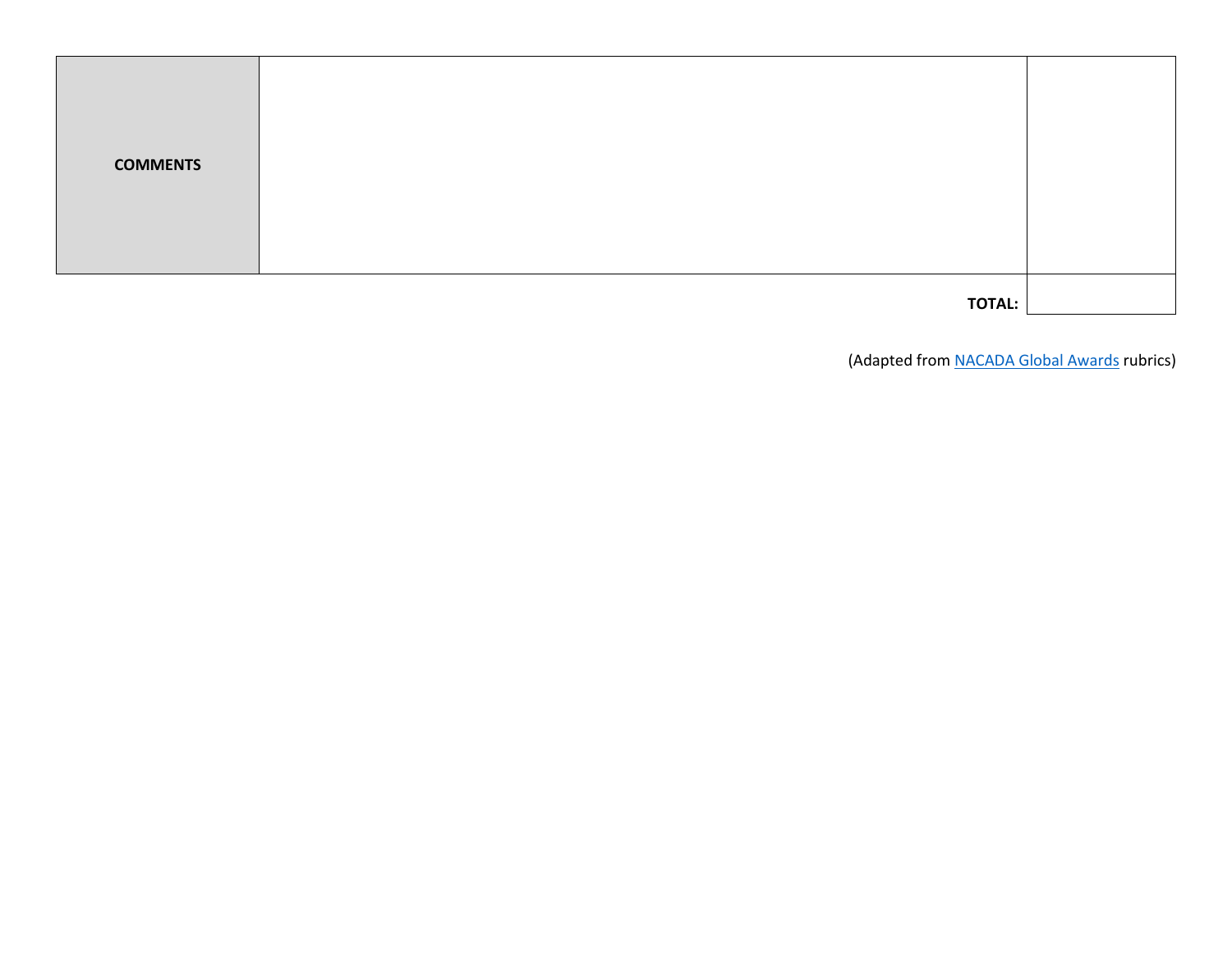| | | |
|---|---|---|
| **COMMENTS** | | |
| | **TOTAL:** | |

(Adapted from NACADA Global Awards rubrics)